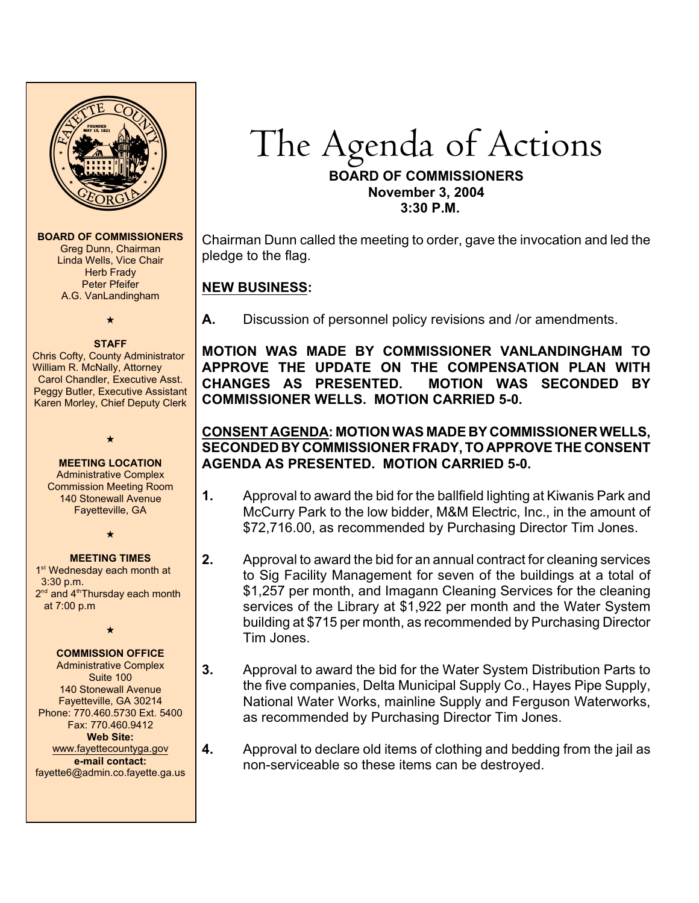# The Agenda of Actions

**BOARD OF COMMISSIONERS**
**November 3, 2004**
**3:30 P.M.**

**BOARD OF COMMISSIONERS**
Greg Dunn, Chairman
Linda Wells, Vice Chair
Herb Frady
Peter Pfeifer
A.G. VanLandingham

★

**STAFF**
Chris Cofty, County Administrator
William R. McNally, Attorney
Carol Chandler, Executive Asst.
Peggy Butler, Executive Assistant
Karen Morley, Chief Deputy Clerk

★

**MEETING LOCATION**
Administrative Complex
Commission Meeting Room
140 Stonewall Avenue
Fayetteville, GA

★

**MEETING TIMES**
1st Wednesday each month at 3:30 p.m.
2nd and 4th Thursday each month at 7:00 p.m

★

**COMMISSION OFFICE**
Administrative Complex
Suite 100
140 Stonewall Avenue
Fayetteville, GA 30214
Phone: 770.460.5730 Ext. 5400
Fax: 770.460.9412
**Web Site:**
www.fayettecountyga.gov
**e-mail contact:**
fayette6@admin.co.fayette.ga.us

Chairman Dunn called the meeting to order, gave the invocation and led the pledge to the flag.

## NEW BUSINESS:

**A.** Discussion of personnel policy revisions and /or amendments.

**MOTION WAS MADE BY COMMISSIONER VANLANDINGHAM TO APPROVE THE UPDATE ON THE COMPENSATION PLAN WITH CHANGES AS PRESENTED. MOTION WAS SECONDED BY COMMISSIONER WELLS. MOTION CARRIED 5-0.**

**CONSENT AGENDA: MOTION WAS MADE BY COMMISSIONER WELLS, SECONDED BY COMMISSIONER FRADY, TO APPROVE THE CONSENT AGENDA AS PRESENTED. MOTION CARRIED 5-0.**

**1.** Approval to award the bid for the ballfield lighting at Kiwanis Park and McCurry Park to the low bidder, M&M Electric, Inc., in the amount of $72,716.00, as recommended by Purchasing Director Tim Jones.

**2.** Approval to award the bid for an annual contract for cleaning services to Sig Facility Management for seven of the buildings at a total of $1,257 per month, and Imagann Cleaning Services for the cleaning services of the Library at $1,922 per month and the Water System building at $715 per month, as recommended by Purchasing Director Tim Jones.

**3.** Approval to award the bid for the Water System Distribution Parts to the five companies, Delta Municipal Supply Co., Hayes Pipe Supply, National Water Works, mainline Supply and Ferguson Waterworks, as recommended by Purchasing Director Tim Jones.

**4.** Approval to declare old items of clothing and bedding from the jail as non-serviceable so these items can be destroyed.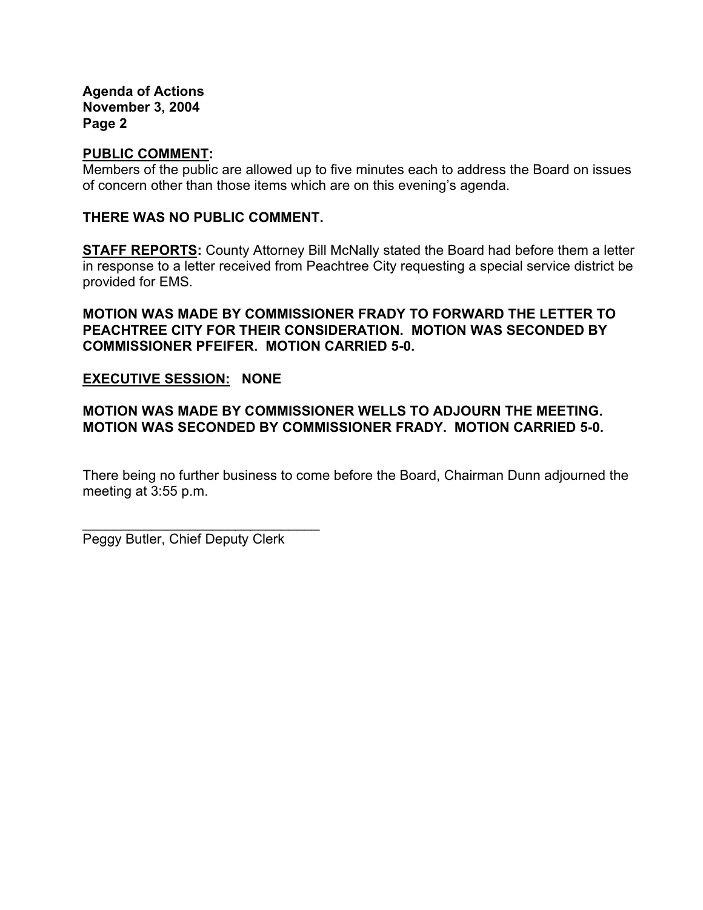**Agenda of Actions**
**November 3, 2004**
**Page 2**

**PUBLIC COMMENT:**
Members of the public are allowed up to five minutes each to address the Board on issues of concern other than those items which are on this evening's agenda.

**THERE WAS NO PUBLIC COMMENT.**

**STAFF REPORTS:** County Attorney Bill McNally stated the Board had before them a letter in response to a letter received from Peachtree City requesting a special service district be provided for EMS.

**MOTION WAS MADE BY COMMISSIONER FRADY TO FORWARD THE LETTER TO PEACHTREE CITY FOR THEIR CONSIDERATION. MOTION WAS SECONDED BY COMMISSIONER PFEIFER. MOTION CARRIED 5-0.**

**EXECUTIVE SESSION: NONE**

**MOTION WAS MADE BY COMMISSIONER WELLS TO ADJOURN THE MEETING. MOTION WAS SECONDED BY COMMISSIONER FRADY. MOTION CARRIED 5-0.**

There being no further business to come before the Board, Chairman Dunn adjourned the meeting at 3:55 p.m.

_______________________________
Peggy Butler, Chief Deputy Clerk